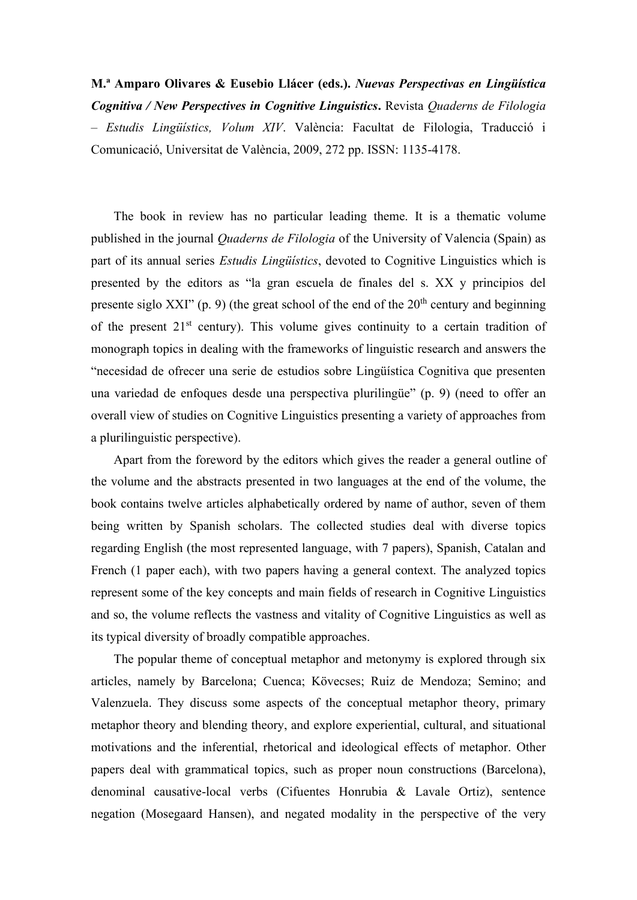**M.ª Amparo Olivares & Eusebio Llácer (eds.).** ***Nuevas Perspectivas en Lingüística Cognitiva / New Perspectives in Cognitive Linguistics*****.** Revista *Quaderns de Filologia – Estudis Lingüístics, Volum XIV*. València: Facultat de Filologia, Traducció i Comunicació, Universitat de València, 2009, 272 pp. ISSN: 1135-4178.

The book in review has no particular leading theme. It is a thematic volume published in the journal *Quaderns de Filologia* of the University of Valencia (Spain) as part of its annual series *Estudis Lingüístics*, devoted to Cognitive Linguistics which is presented by the editors as "la gran escuela de finales del s. XX y principios del presente siglo XXI" (p. 9) (the great school of the end of the 20th century and beginning of the present 21st century). This volume gives continuity to a certain tradition of monograph topics in dealing with the frameworks of linguistic research and answers the "necesidad de ofrecer una serie de estudios sobre Lingüística Cognitiva que presenten una variedad de enfoques desde una perspectiva plurilingüe" (p. 9) (need to offer an overall view of studies on Cognitive Linguistics presenting a variety of approaches from a plurilinguistic perspective).

Apart from the foreword by the editors which gives the reader a general outline of the volume and the abstracts presented in two languages at the end of the volume, the book contains twelve articles alphabetically ordered by name of author, seven of them being written by Spanish scholars. The collected studies deal with diverse topics regarding English (the most represented language, with 7 papers), Spanish, Catalan and French (1 paper each), with two papers having a general context. The analyzed topics represent some of the key concepts and main fields of research in Cognitive Linguistics and so, the volume reflects the vastness and vitality of Cognitive Linguistics as well as its typical diversity of broadly compatible approaches.

The popular theme of conceptual metaphor and metonymy is explored through six articles, namely by Barcelona; Cuenca; Kövecses; Ruiz de Mendoza; Semino; and Valenzuela. They discuss some aspects of the conceptual metaphor theory, primary metaphor theory and blending theory, and explore experiential, cultural, and situational motivations and the inferential, rhetorical and ideological effects of metaphor. Other papers deal with grammatical topics, such as proper noun constructions (Barcelona), denominal causative-local verbs (Cifuentes Honrubia & Lavale Ortiz), sentence negation (Mosegaard Hansen), and negated modality in the perspective of the very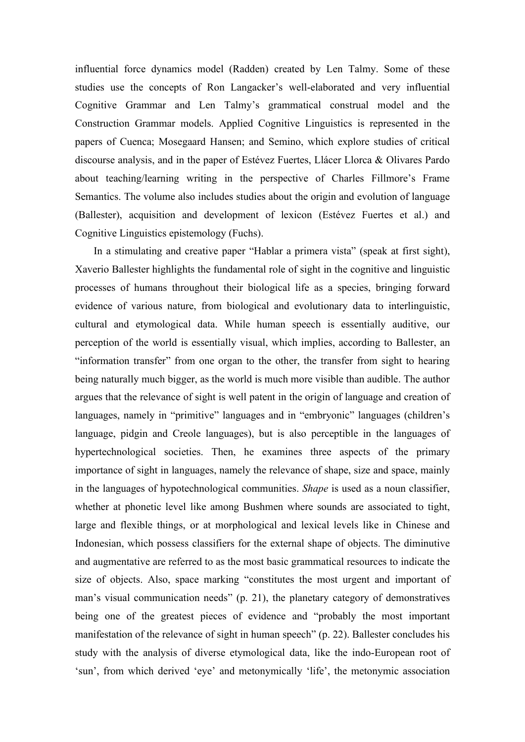influential force dynamics model (Radden) created by Len Talmy. Some of these studies use the concepts of Ron Langacker's well-elaborated and very influential Cognitive Grammar and Len Talmy's grammatical construal model and the Construction Grammar models. Applied Cognitive Linguistics is represented in the papers of Cuenca; Mosegaard Hansen; and Semino, which explore studies of critical discourse analysis, and in the paper of Estévez Fuertes, Llácer Llorca & Olivares Pardo about teaching/learning writing in the perspective of Charles Fillmore's Frame Semantics. The volume also includes studies about the origin and evolution of language (Ballester), acquisition and development of lexicon (Estévez Fuertes et al.) and Cognitive Linguistics epistemology (Fuchs).

In a stimulating and creative paper "Hablar a primera vista" (speak at first sight), Xaverio Ballester highlights the fundamental role of sight in the cognitive and linguistic processes of humans throughout their biological life as a species, bringing forward evidence of various nature, from biological and evolutionary data to interlinguistic, cultural and etymological data. While human speech is essentially auditive, our perception of the world is essentially visual, which implies, according to Ballester, an "information transfer" from one organ to the other, the transfer from sight to hearing being naturally much bigger, as the world is much more visible than audible. The author argues that the relevance of sight is well patent in the origin of language and creation of languages, namely in "primitive" languages and in "embryonic" languages (children's language, pidgin and Creole languages), but is also perceptible in the languages of hypertechnological societies. Then, he examines three aspects of the primary importance of sight in languages, namely the relevance of shape, size and space, mainly in the languages of hypotechnological communities. *Shape* is used as a noun classifier, whether at phonetic level like among Bushmen where sounds are associated to tight, large and flexible things, or at morphological and lexical levels like in Chinese and Indonesian, which possess classifiers for the external shape of objects. The diminutive and augmentative are referred to as the most basic grammatical resources to indicate the size of objects. Also, space marking "constitutes the most urgent and important of man's visual communication needs" (p. 21), the planetary category of demonstratives being one of the greatest pieces of evidence and "probably the most important manifestation of the relevance of sight in human speech" (p. 22). Ballester concludes his study with the analysis of diverse etymological data, like the indo-European root of 'sun', from which derived 'eye' and metonymically 'life', the metonymic association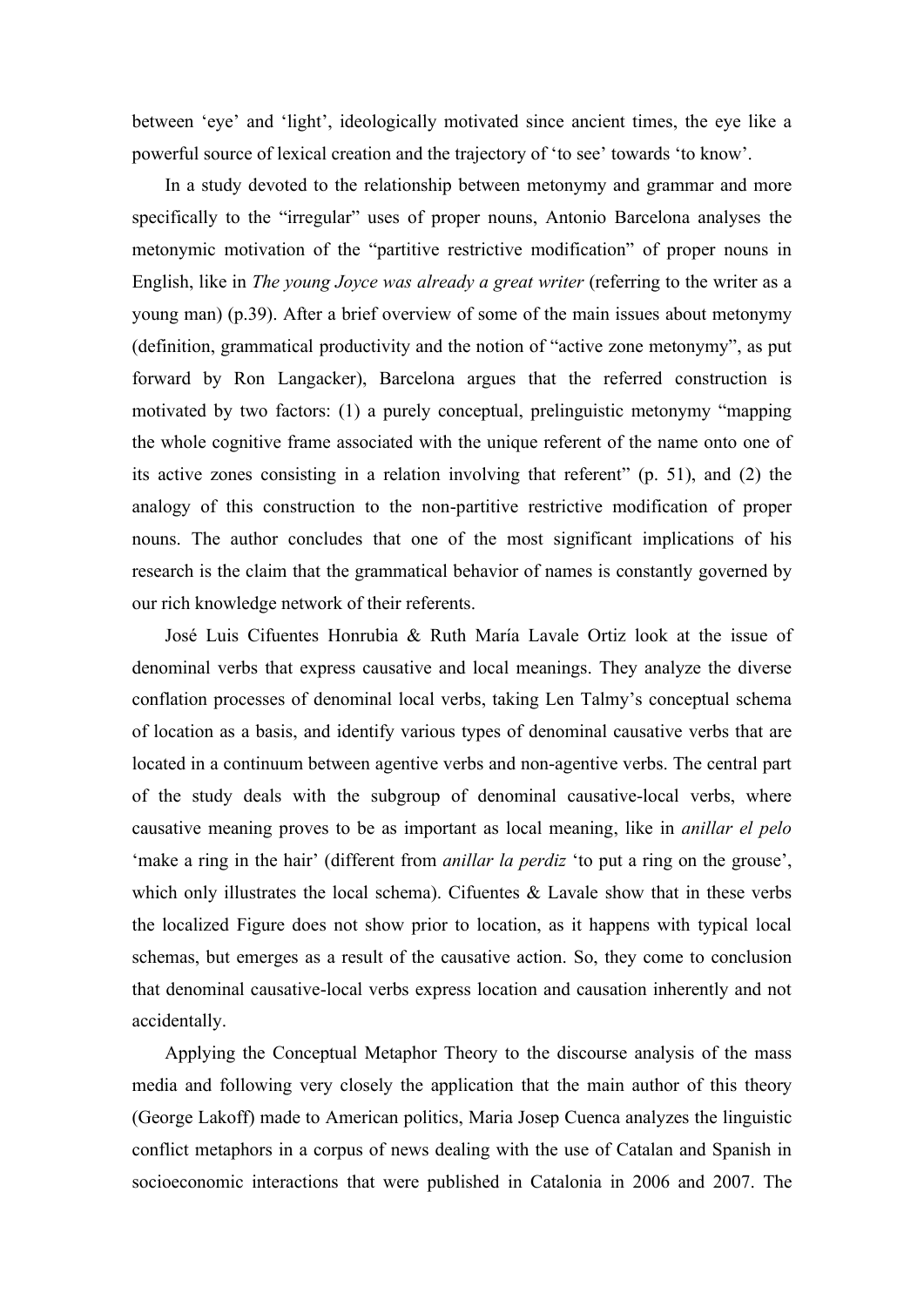between 'eye' and 'light', ideologically motivated since ancient times, the eye like a powerful source of lexical creation and the trajectory of 'to see' towards 'to know'.

In a study devoted to the relationship between metonymy and grammar and more specifically to the "irregular" uses of proper nouns, Antonio Barcelona analyses the metonymic motivation of the "partitive restrictive modification" of proper nouns in English, like in *The young Joyce was already a great writer* (referring to the writer as a young man) (p.39). After a brief overview of some of the main issues about metonymy (definition, grammatical productivity and the notion of "active zone metonymy", as put forward by Ron Langacker), Barcelona argues that the referred construction is motivated by two factors: (1) a purely conceptual, prelinguistic metonymy "mapping the whole cognitive frame associated with the unique referent of the name onto one of its active zones consisting in a relation involving that referent" (p. 51), and (2) the analogy of this construction to the non-partitive restrictive modification of proper nouns. The author concludes that one of the most significant implications of his research is the claim that the grammatical behavior of names is constantly governed by our rich knowledge network of their referents.

José Luis Cifuentes Honrubia & Ruth María Lavale Ortiz look at the issue of denominal verbs that express causative and local meanings. They analyze the diverse conflation processes of denominal local verbs, taking Len Talmy's conceptual schema of location as a basis, and identify various types of denominal causative verbs that are located in a continuum between agentive verbs and non-agentive verbs. The central part of the study deals with the subgroup of denominal causative-local verbs, where causative meaning proves to be as important as local meaning, like in *anillar el pelo* 'make a ring in the hair' (different from *anillar la perdiz* 'to put a ring on the grouse', which only illustrates the local schema). Cifuentes & Lavale show that in these verbs the localized Figure does not show prior to location, as it happens with typical local schemas, but emerges as a result of the causative action. So, they come to conclusion that denominal causative-local verbs express location and causation inherently and not accidentally.

Applying the Conceptual Metaphor Theory to the discourse analysis of the mass media and following very closely the application that the main author of this theory (George Lakoff) made to American politics, Maria Josep Cuenca analyzes the linguistic conflict metaphors in a corpus of news dealing with the use of Catalan and Spanish in socioeconomic interactions that were published in Catalonia in 2006 and 2007. The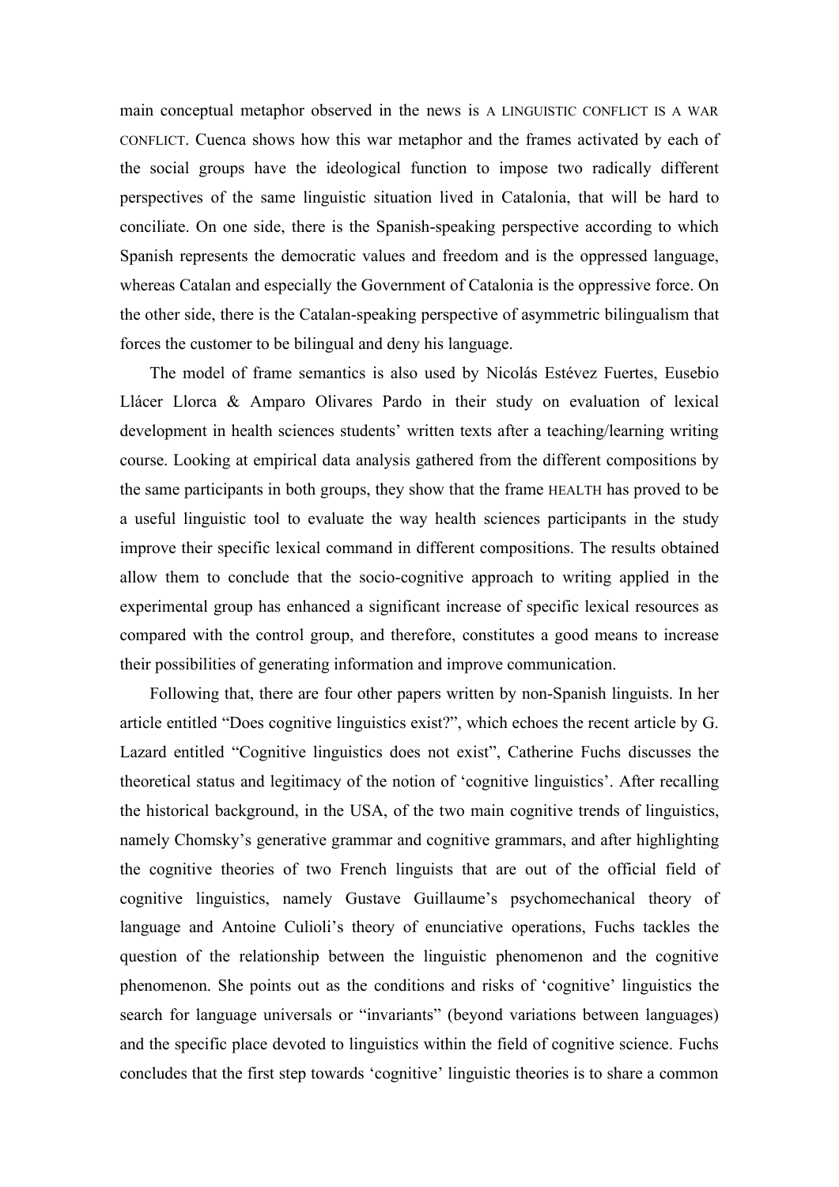main conceptual metaphor observed in the news is A LINGUISTIC CONFLICT IS A WAR CONFLICT. Cuenca shows how this war metaphor and the frames activated by each of the social groups have the ideological function to impose two radically different perspectives of the same linguistic situation lived in Catalonia, that will be hard to conciliate. On one side, there is the Spanish-speaking perspective according to which Spanish represents the democratic values and freedom and is the oppressed language, whereas Catalan and especially the Government of Catalonia is the oppressive force. On the other side, there is the Catalan-speaking perspective of asymmetric bilingualism that forces the customer to be bilingual and deny his language.

The model of frame semantics is also used by Nicolás Estévez Fuertes, Eusebio Llácer Llorca & Amparo Olivares Pardo in their study on evaluation of lexical development in health sciences students' written texts after a teaching/learning writing course. Looking at empirical data analysis gathered from the different compositions by the same participants in both groups, they show that the frame HEALTH has proved to be a useful linguistic tool to evaluate the way health sciences participants in the study improve their specific lexical command in different compositions. The results obtained allow them to conclude that the socio-cognitive approach to writing applied in the experimental group has enhanced a significant increase of specific lexical resources as compared with the control group, and therefore, constitutes a good means to increase their possibilities of generating information and improve communication.

Following that, there are four other papers written by non-Spanish linguists. In her article entitled "Does cognitive linguistics exist?", which echoes the recent article by G. Lazard entitled "Cognitive linguistics does not exist", Catherine Fuchs discusses the theoretical status and legitimacy of the notion of 'cognitive linguistics'. After recalling the historical background, in the USA, of the two main cognitive trends of linguistics, namely Chomsky's generative grammar and cognitive grammars, and after highlighting the cognitive theories of two French linguists that are out of the official field of cognitive linguistics, namely Gustave Guillaume's psychomechanical theory of language and Antoine Culioli's theory of enunciative operations, Fuchs tackles the question of the relationship between the linguistic phenomenon and the cognitive phenomenon. She points out as the conditions and risks of 'cognitive' linguistics the search for language universals or "invariants" (beyond variations between languages) and the specific place devoted to linguistics within the field of cognitive science. Fuchs concludes that the first step towards 'cognitive' linguistic theories is to share a common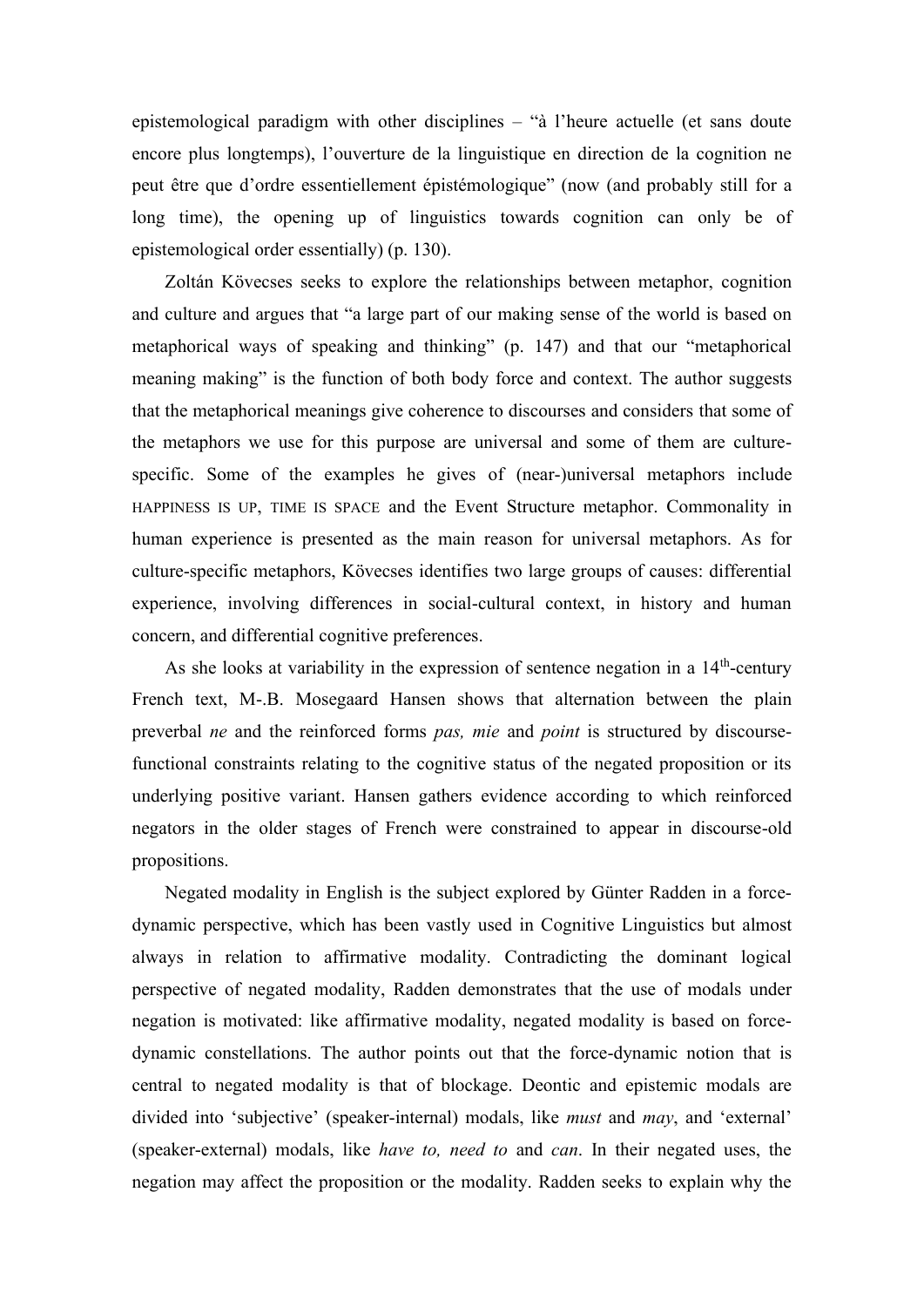epistemological paradigm with other disciplines – "à l'heure actuelle (et sans doute encore plus longtemps), l'ouverture de la linguistique en direction de la cognition ne peut être que d'ordre essentiellement épistémologique" (now (and probably still for a long time), the opening up of linguistics towards cognition can only be of epistemological order essentially) (p. 130).

Zoltán Kövecses seeks to explore the relationships between metaphor, cognition and culture and argues that "a large part of our making sense of the world is based on metaphorical ways of speaking and thinking" (p. 147) and that our "metaphorical meaning making" is the function of both body force and context. The author suggests that the metaphorical meanings give coherence to discourses and considers that some of the metaphors we use for this purpose are universal and some of them are culture-specific. Some of the examples he gives of (near-)universal metaphors include HAPPINESS IS UP, TIME IS SPACE and the Event Structure metaphor. Commonality in human experience is presented as the main reason for universal metaphors. As for culture-specific metaphors, Kövecses identifies two large groups of causes: differential experience, involving differences in social-cultural context, in history and human concern, and differential cognitive preferences.

As she looks at variability in the expression of sentence negation in a 14th-century French text, M-.B. Mosegaard Hansen shows that alternation between the plain preverbal *ne* and the reinforced forms *pas, mie* and *point* is structured by discourse-functional constraints relating to the cognitive status of the negated proposition or its underlying positive variant. Hansen gathers evidence according to which reinforced negators in the older stages of French were constrained to appear in discourse-old propositions.

Negated modality in English is the subject explored by Günter Radden in a force-dynamic perspective, which has been vastly used in Cognitive Linguistics but almost always in relation to affirmative modality. Contradicting the dominant logical perspective of negated modality, Radden demonstrates that the use of modals under negation is motivated: like affirmative modality, negated modality is based on force-dynamic constellations. The author points out that the force-dynamic notion that is central to negated modality is that of blockage. Deontic and epistemic modals are divided into 'subjective' (speaker-internal) modals, like *must* and *may*, and 'external' (speaker-external) modals, like *have to, need to* and *can*. In their negated uses, the negation may affect the proposition or the modality. Radden seeks to explain why the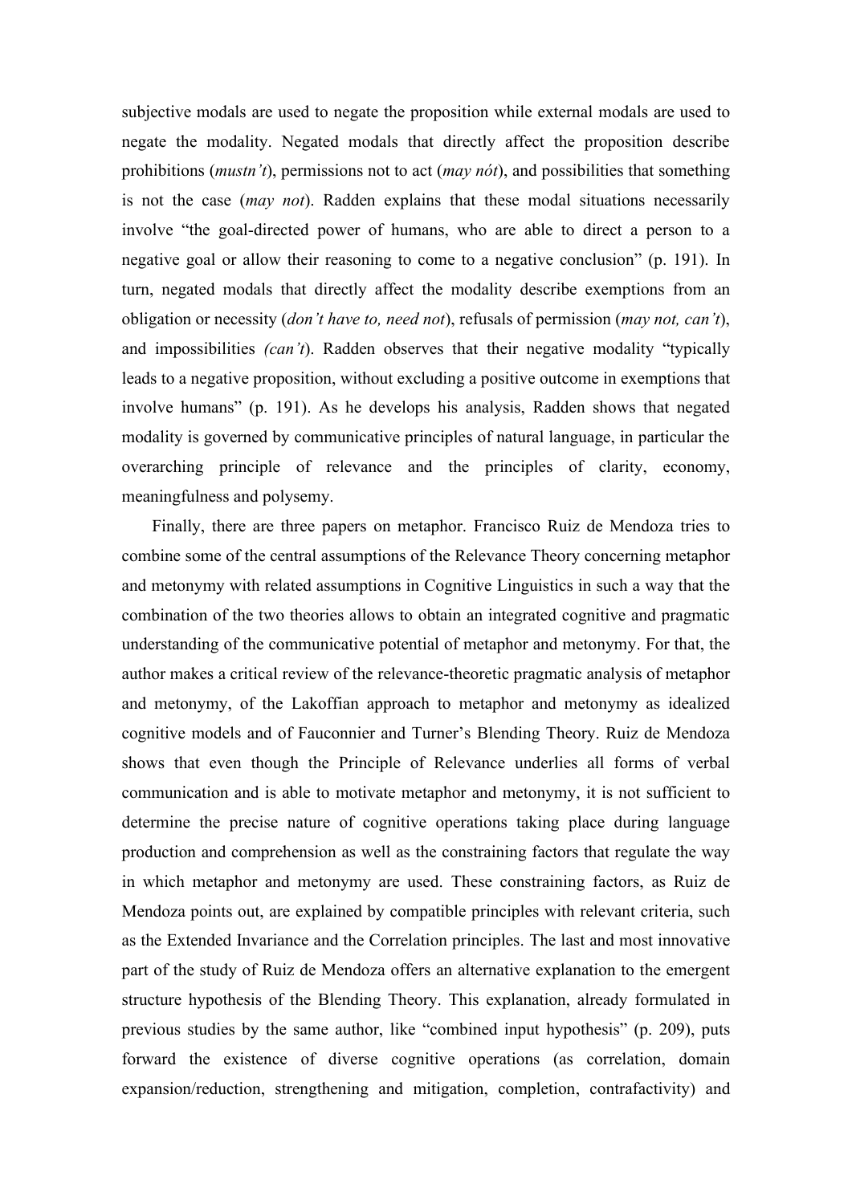subjective modals are used to negate the proposition while external modals are used to negate the modality. Negated modals that directly affect the proposition describe prohibitions (*mustn't*), permissions not to act (*may nót*), and possibilities that something is not the case (*may not*). Radden explains that these modal situations necessarily involve "the goal-directed power of humans, who are able to direct a person to a negative goal or allow their reasoning to come to a negative conclusion" (p. 191). In turn, negated modals that directly affect the modality describe exemptions from an obligation or necessity (*don't have to, need not*), refusals of permission (*may not, can't*), and impossibilities *(can't*). Radden observes that their negative modality "typically leads to a negative proposition, without excluding a positive outcome in exemptions that involve humans" (p. 191). As he develops his analysis, Radden shows that negated modality is governed by communicative principles of natural language, in particular the overarching principle of relevance and the principles of clarity, economy, meaningfulness and polysemy.

Finally, there are three papers on metaphor. Francisco Ruiz de Mendoza tries to combine some of the central assumptions of the Relevance Theory concerning metaphor and metonymy with related assumptions in Cognitive Linguistics in such a way that the combination of the two theories allows to obtain an integrated cognitive and pragmatic understanding of the communicative potential of metaphor and metonymy. For that, the author makes a critical review of the relevance-theoretic pragmatic analysis of metaphor and metonymy, of the Lakoffian approach to metaphor and metonymy as idealized cognitive models and of Fauconnier and Turner's Blending Theory. Ruiz de Mendoza shows that even though the Principle of Relevance underlies all forms of verbal communication and is able to motivate metaphor and metonymy, it is not sufficient to determine the precise nature of cognitive operations taking place during language production and comprehension as well as the constraining factors that regulate the way in which metaphor and metonymy are used. These constraining factors, as Ruiz de Mendoza points out, are explained by compatible principles with relevant criteria, such as the Extended Invariance and the Correlation principles. The last and most innovative part of the study of Ruiz de Mendoza offers an alternative explanation to the emergent structure hypothesis of the Blending Theory. This explanation, already formulated in previous studies by the same author, like "combined input hypothesis" (p. 209), puts forward the existence of diverse cognitive operations (as correlation, domain expansion/reduction, strengthening and mitigation, completion, contrafactivity) and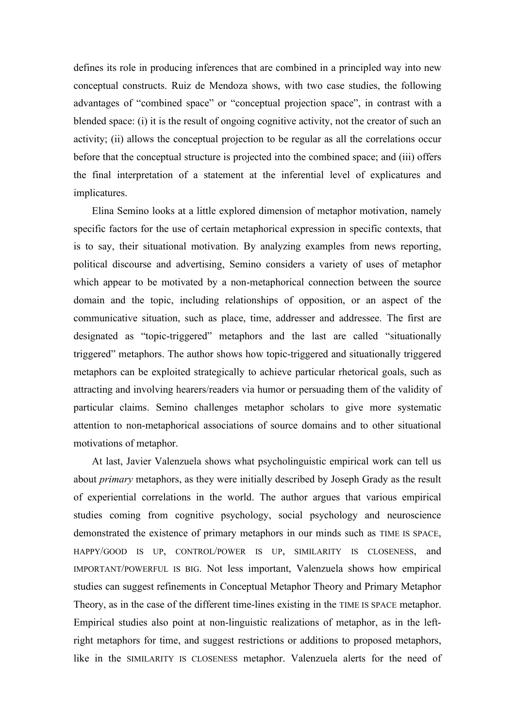defines its role in producing inferences that are combined in a principled way into new conceptual constructs. Ruiz de Mendoza shows, with two case studies, the following advantages of "combined space" or "conceptual projection space", in contrast with a blended space: (i) it is the result of ongoing cognitive activity, not the creator of such an activity; (ii) allows the conceptual projection to be regular as all the correlations occur before that the conceptual structure is projected into the combined space; and (iii) offers the final interpretation of a statement at the inferential level of explicatures and implicatures.

Elina Semino looks at a little explored dimension of metaphor motivation, namely specific factors for the use of certain metaphorical expression in specific contexts, that is to say, their situational motivation. By analyzing examples from news reporting, political discourse and advertising, Semino considers a variety of uses of metaphor which appear to be motivated by a non-metaphorical connection between the source domain and the topic, including relationships of opposition, or an aspect of the communicative situation, such as place, time, addresser and addressee. The first are designated as "topic-triggered" metaphors and the last are called "situationally triggered" metaphors. The author shows how topic-triggered and situationally triggered metaphors can be exploited strategically to achieve particular rhetorical goals, such as attracting and involving hearers/readers via humor or persuading them of the validity of particular claims. Semino challenges metaphor scholars to give more systematic attention to non-metaphorical associations of source domains and to other situational motivations of metaphor.

At last, Javier Valenzuela shows what psycholinguistic empirical work can tell us about *primary* metaphors, as they were initially described by Joseph Grady as the result of experiential correlations in the world. The author argues that various empirical studies coming from cognitive psychology, social psychology and neuroscience demonstrated the existence of primary metaphors in our minds such as TIME IS SPACE, HAPPY/GOOD IS UP, CONTROL/POWER IS UP, SIMILARITY IS CLOSENESS, and IMPORTANT/POWERFUL IS BIG. Not less important, Valenzuela shows how empirical studies can suggest refinements in Conceptual Metaphor Theory and Primary Metaphor Theory, as in the case of the different time-lines existing in the TIME IS SPACE metaphor. Empirical studies also point at non-linguistic realizations of metaphor, as in the left-right metaphors for time, and suggest restrictions or additions to proposed metaphors, like in the SIMILARITY IS CLOSENESS metaphor. Valenzuela alerts for the need of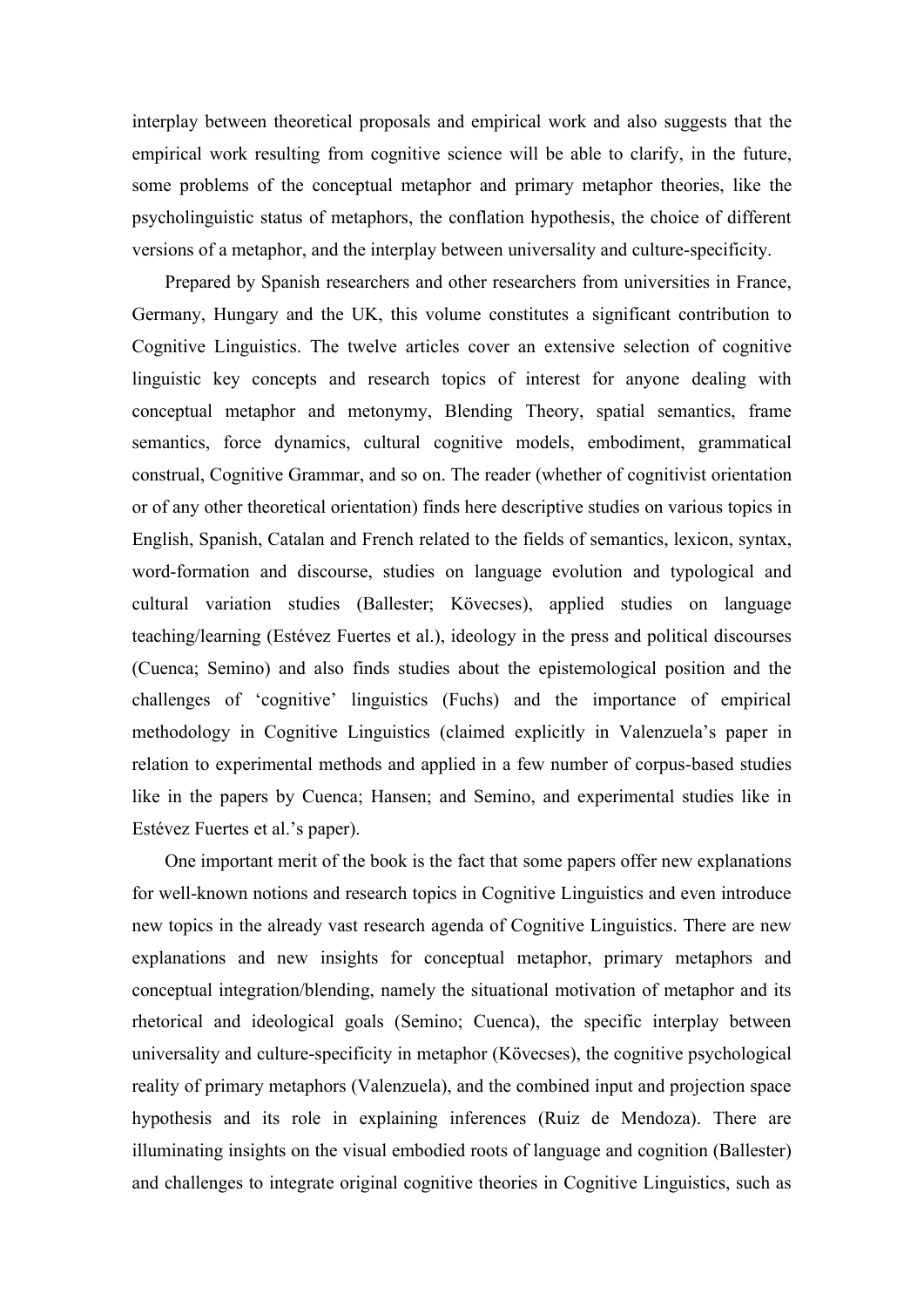interplay between theoretical proposals and empirical work and also suggests that the empirical work resulting from cognitive science will be able to clarify, in the future, some problems of the conceptual metaphor and primary metaphor theories, like the psycholinguistic status of metaphors, the conflation hypothesis, the choice of different versions of a metaphor, and the interplay between universality and culture-specificity.

Prepared by Spanish researchers and other researchers from universities in France, Germany, Hungary and the UK, this volume constitutes a significant contribution to Cognitive Linguistics. The twelve articles cover an extensive selection of cognitive linguistic key concepts and research topics of interest for anyone dealing with conceptual metaphor and metonymy, Blending Theory, spatial semantics, frame semantics, force dynamics, cultural cognitive models, embodiment, grammatical construal, Cognitive Grammar, and so on. The reader (whether of cognitivist orientation or of any other theoretical orientation) finds here descriptive studies on various topics in English, Spanish, Catalan and French related to the fields of semantics, lexicon, syntax, word-formation and discourse, studies on language evolution and typological and cultural variation studies (Ballester; Kövecses), applied studies on language teaching/learning (Estévez Fuertes et al.), ideology in the press and political discourses (Cuenca; Semino) and also finds studies about the epistemological position and the challenges of 'cognitive' linguistics (Fuchs) and the importance of empirical methodology in Cognitive Linguistics (claimed explicitly in Valenzuela's paper in relation to experimental methods and applied in a few number of corpus-based studies like in the papers by Cuenca; Hansen; and Semino, and experimental studies like in Estévez Fuertes et al.'s paper).

One important merit of the book is the fact that some papers offer new explanations for well-known notions and research topics in Cognitive Linguistics and even introduce new topics in the already vast research agenda of Cognitive Linguistics. There are new explanations and new insights for conceptual metaphor, primary metaphors and conceptual integration/blending, namely the situational motivation of metaphor and its rhetorical and ideological goals (Semino; Cuenca), the specific interplay between universality and culture-specificity in metaphor (Kövecses), the cognitive psychological reality of primary metaphors (Valenzuela), and the combined input and projection space hypothesis and its role in explaining inferences (Ruiz de Mendoza). There are illuminating insights on the visual embodied roots of language and cognition (Ballester) and challenges to integrate original cognitive theories in Cognitive Linguistics, such as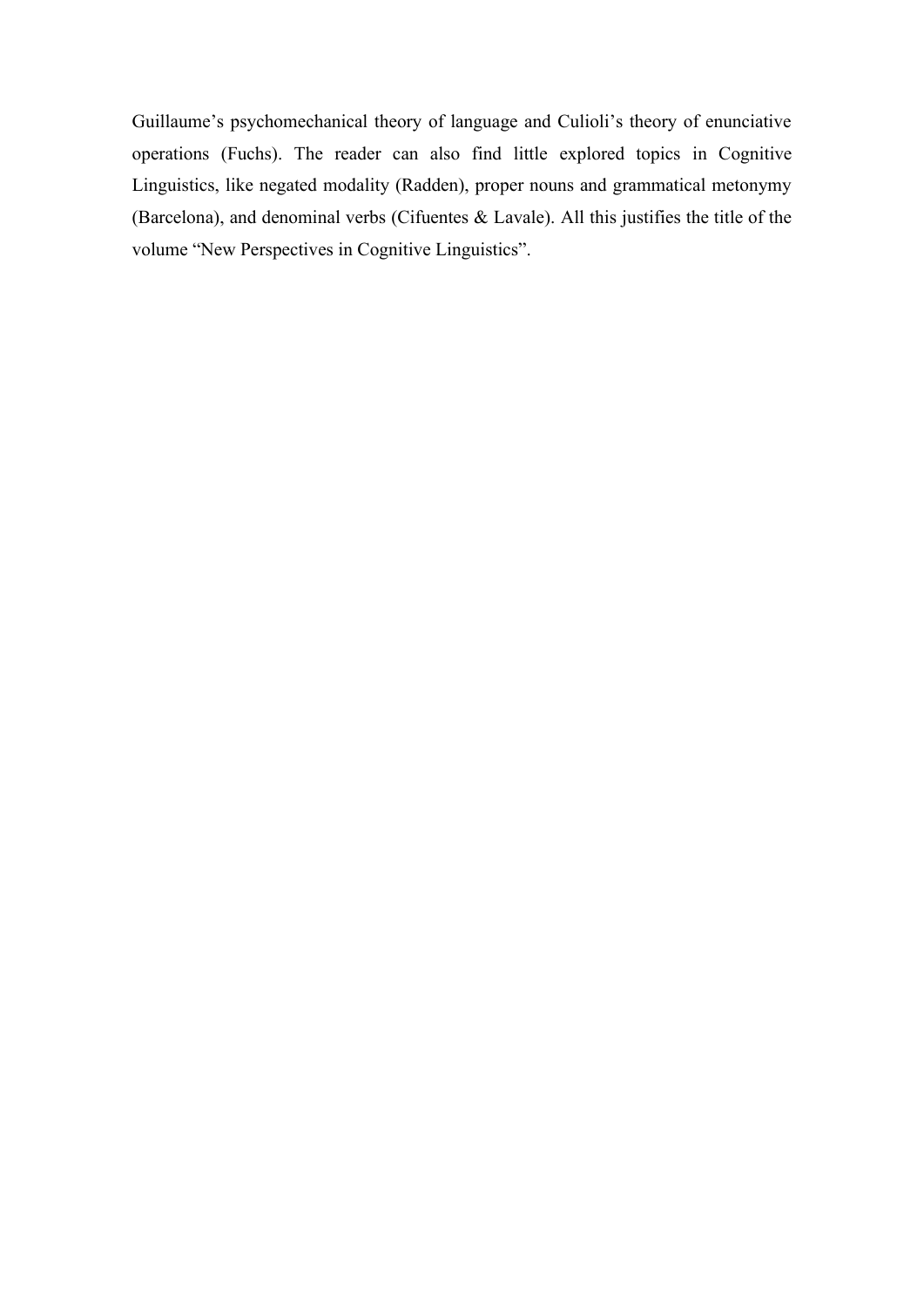Guillaume's psychomechanical theory of language and Culioli's theory of enunciative operations (Fuchs). The reader can also find little explored topics in Cognitive Linguistics, like negated modality (Radden), proper nouns and grammatical metonymy (Barcelona), and denominal verbs (Cifuentes & Lavale). All this justifies the title of the volume "New Perspectives in Cognitive Linguistics".